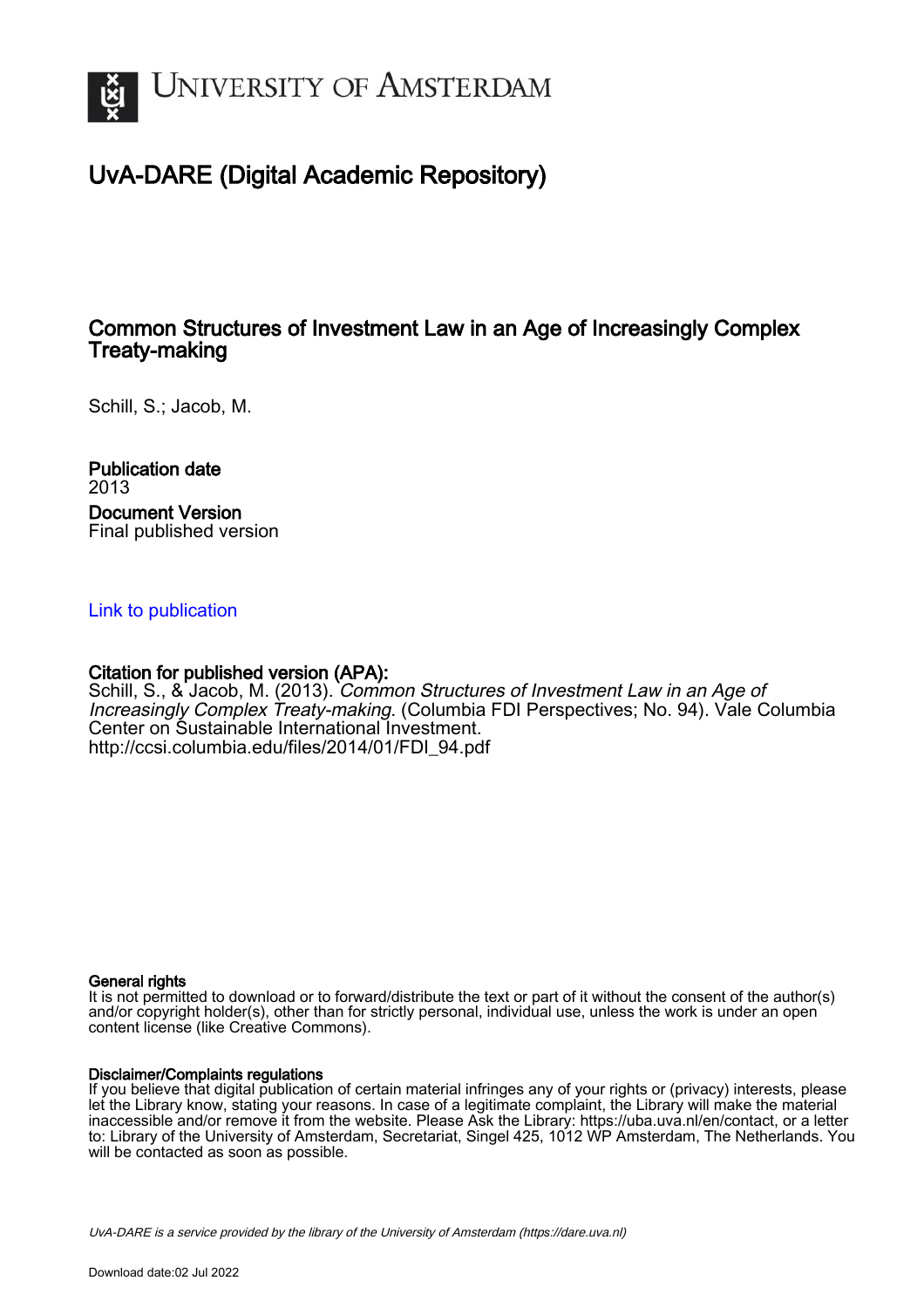# UvA-DARE (Digital Academic Repository)

## Common Structures of Investment Law in an Age of Increasingly Complex Treaty-making

Schill, S.; Jacob, M.

**Publication date**
2013

**Document Version**
Final published version

[Link to publication](#)

**Citation for published version (APA):**
Schill, S., & Jacob, M. (2013). *Common Structures of Investment Law in an Age of Increasingly Complex Treaty-making*. (Columbia FDI Perspectives; No. 94). Vale Columbia Center on Sustainable International Investment. http://ccsi.columbia.edu/files/2014/01/FDI_94.pdf

**General rights**
It is not permitted to download or to forward/distribute the text or part of it without the consent of the author(s) and/or copyright holder(s), other than for strictly personal, individual use, unless the work is under an open content license (like Creative Commons).

**Disclaimer/Complaints regulations**
If you believe that digital publication of certain material infringes any of your rights or (privacy) interests, please let the Library know, stating your reasons. In case of a legitimate complaint, the Library will make the material inaccessible and/or remove it from the website. Please Ask the Library: https://uba.uva.nl/en/contact, or a letter to: Library of the University of Amsterdam, Secretariat, Singel 425, 1012 WP Amsterdam, The Netherlands. You will be contacted as soon as possible.

*UvA-DARE is a service provided by the library of the University of Amsterdam (https://dare.uva.nl)*

Download date:02 Jul 2022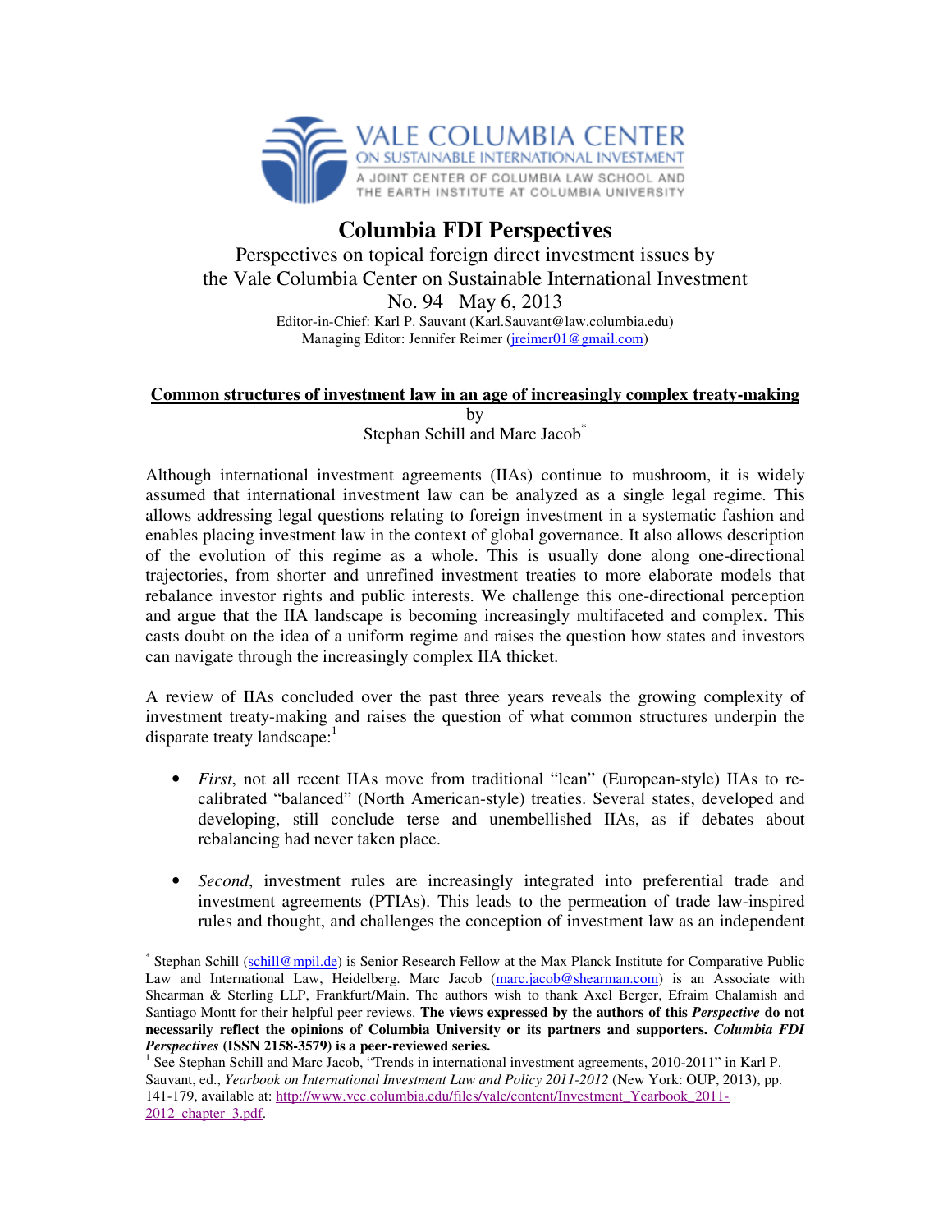# Columbia FDI Perspectives

Perspectives on topical foreign direct investment issues by the Vale Columbia Center on Sustainable International Investment

No. 94 May 6, 2013

Editor-in-Chief: Karl P. Sauvant (Karl.Sauvant@law.columbia.edu)
Managing Editor: Jennifer Reimer (jreimer01@gmail.com)

## Common structures of investment law in an age of increasingly complex treaty-making

by
Stephan Schill and Marc Jacob[*]

Although international investment agreements (IIAs) continue to mushroom, it is widely assumed that international investment law can be analyzed as a single legal regime. This allows addressing legal questions relating to foreign investment in a systematic fashion and enables placing investment law in the context of global governance. It also allows description of the evolution of this regime as a whole. This is usually done along one-directional trajectories, from shorter and unrefined investment treaties to more elaborate models that rebalance investor rights and public interests. We challenge this one-directional perception and argue that the IIA landscape is becoming increasingly multifaceted and complex. This casts doubt on the idea of a uniform regime and raises the question how states and investors can navigate through the increasingly complex IIA thicket.

A review of IIAs concluded over the past three years reveals the growing complexity of investment treaty-making and raises the question of what common structures underpin the disparate treaty landscape:[1]

- *First*, not all recent IIAs move from traditional "lean" (European-style) IIAs to re-calibrated "balanced" (North American-style) treaties. Several states, developed and developing, still conclude terse and unembellished IIAs, as if debates about rebalancing had never taken place.
- *Second*, investment rules are increasingly integrated into preferential trade and investment agreements (PTIAs). This leads to the permeation of trade law-inspired rules and thought, and challenges the conception of investment law as an independent

---

[*] Stephan Schill (schill@mpil.de) is Senior Research Fellow at the Max Planck Institute for Comparative Public Law and International Law, Heidelberg. Marc Jacob (marc.jacob@shearman.com) is an Associate with Shearman & Sterling LLP, Frankfurt/Main. The authors wish to thank Axel Berger, Efraim Chalamish and Santiago Montt for their helpful peer reviews. **The views expressed by the authors of this *Perspective* do not necessarily reflect the opinions of Columbia University or its partners and supporters. *Columbia FDI Perspectives* (ISSN 2158-3579) is a peer-reviewed series.**

[1] See Stephan Schill and Marc Jacob, "Trends in international investment agreements, 2010-2011" in Karl P. Sauvant, ed., *Yearbook on International Investment Law and Policy 2011-2012* (New York: OUP, 2013), pp. 141-179, available at: http://www.vcc.columbia.edu/files/vale/content/Investment_Yearbook_2011-2012_chapter_3.pdf.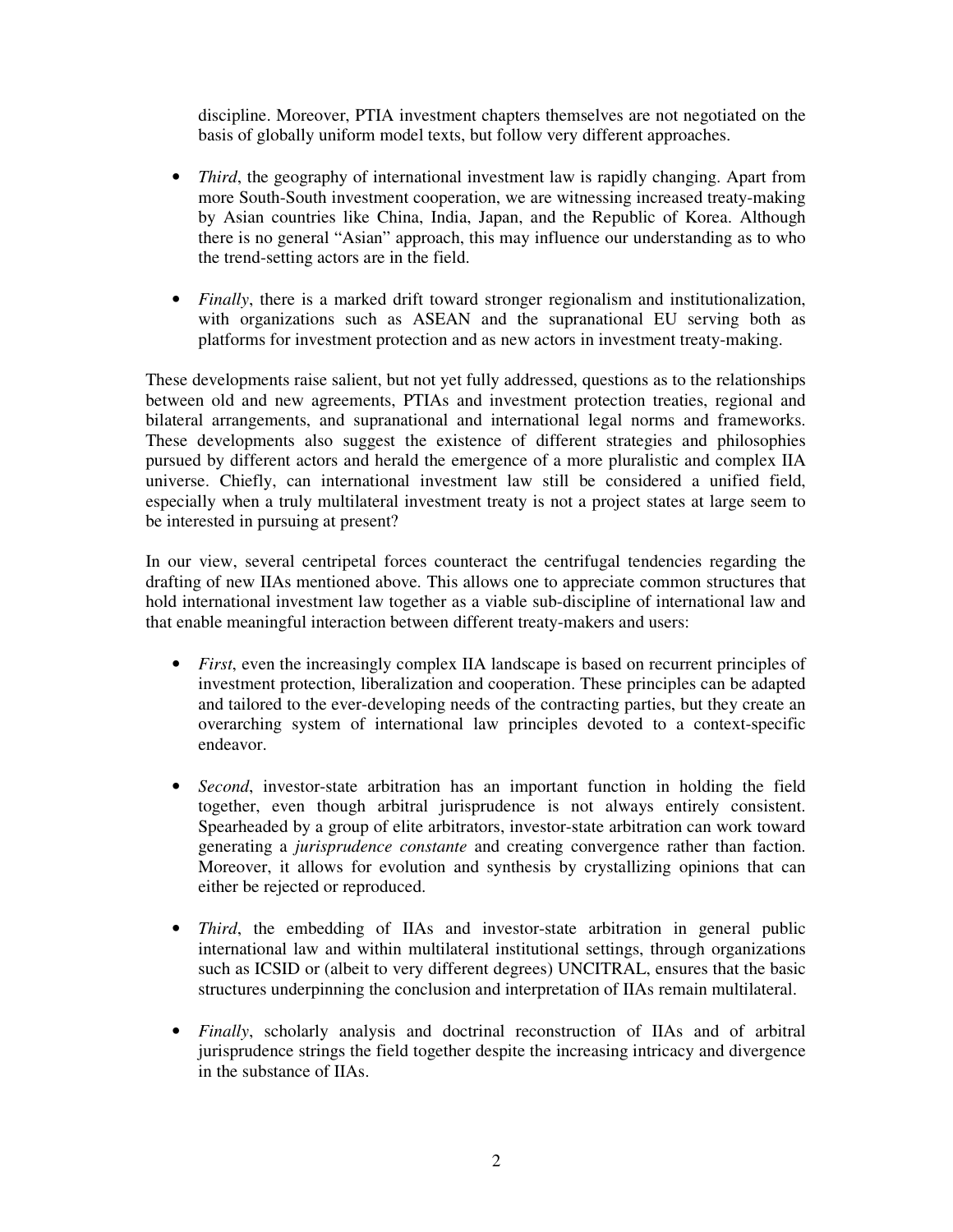discipline. Moreover, PTIA investment chapters themselves are not negotiated on the basis of globally uniform model texts, but follow very different approaches.

- *Third*, the geography of international investment law is rapidly changing. Apart from more South-South investment cooperation, we are witnessing increased treaty-making by Asian countries like China, India, Japan, and the Republic of Korea. Although there is no general "Asian" approach, this may influence our understanding as to who the trend-setting actors are in the field.

- *Finally*, there is a marked drift toward stronger regionalism and institutionalization, with organizations such as ASEAN and the supranational EU serving both as platforms for investment protection and as new actors in investment treaty-making.

These developments raise salient, but not yet fully addressed, questions as to the relationships between old and new agreements, PTIAs and investment protection treaties, regional and bilateral arrangements, and supranational and international legal norms and frameworks. These developments also suggest the existence of different strategies and philosophies pursued by different actors and herald the emergence of a more pluralistic and complex IIA universe. Chiefly, can international investment law still be considered a unified field, especially when a truly multilateral investment treaty is not a project states at large seem to be interested in pursuing at present?

In our view, several centripetal forces counteract the centrifugal tendencies regarding the drafting of new IIAs mentioned above. This allows one to appreciate common structures that hold international investment law together as a viable sub-discipline of international law and that enable meaningful interaction between different treaty-makers and users:

- *First*, even the increasingly complex IIA landscape is based on recurrent principles of investment protection, liberalization and cooperation. These principles can be adapted and tailored to the ever-developing needs of the contracting parties, but they create an overarching system of international law principles devoted to a context-specific endeavor.

- *Second*, investor-state arbitration has an important function in holding the field together, even though arbitral jurisprudence is not always entirely consistent. Spearheaded by a group of elite arbitrators, investor-state arbitration can work toward generating a *jurisprudence constante* and creating convergence rather than faction. Moreover, it allows for evolution and synthesis by crystallizing opinions that can either be rejected or reproduced.

- *Third*, the embedding of IIAs and investor-state arbitration in general public international law and within multilateral institutional settings, through organizations such as ICSID or (albeit to very different degrees) UNCITRAL, ensures that the basic structures underpinning the conclusion and interpretation of IIAs remain multilateral.

- *Finally*, scholarly analysis and doctrinal reconstruction of IIAs and of arbitral jurisprudence strings the field together despite the increasing intricacy and divergence in the substance of IIAs.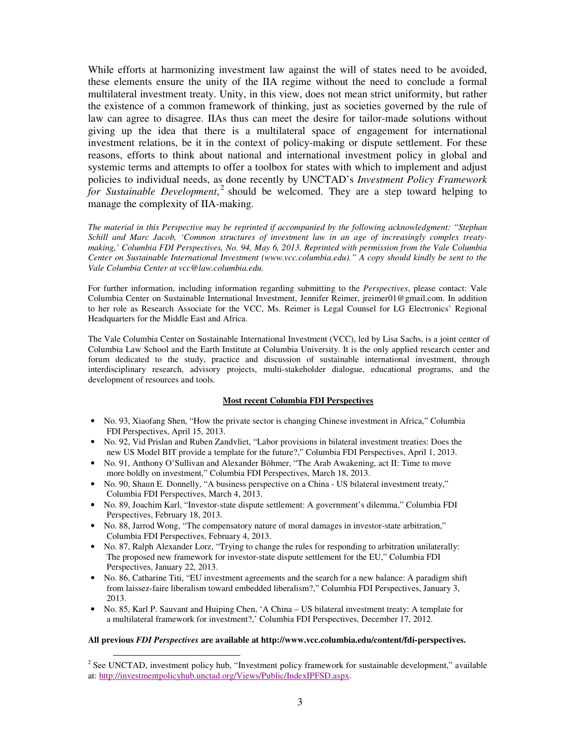While efforts at harmonizing investment law against the will of states need to be avoided, these elements ensure the unity of the IIA regime without the need to conclude a formal multilateral investment treaty. Unity, in this view, does not mean strict uniformity, but rather the existence of a common framework of thinking, just as societies governed by the rule of law can agree to disagree. IIAs thus can meet the desire for tailor-made solutions without giving up the idea that there is a multilateral space of engagement for international investment relations, be it in the context of policy-making or dispute settlement. For these reasons, efforts to think about national and international investment policy in global and systemic terms and attempts to offer a toolbox for states with which to implement and adjust policies to individual needs, as done recently by UNCTAD's *Investment Policy Framework for Sustainable Development*,[2] should be welcomed. They are a step toward helping to manage the complexity of IIA-making.

*The material in this Perspective may be reprinted if accompanied by the following acknowledgment: "Stephan Schill and Marc Jacob, 'Common structures of investment law in an age of increasingly complex treaty-making,' Columbia FDI Perspectives, No. 94, May 6, 2013. Reprinted with permission from the Vale Columbia Center on Sustainable International Investment (www.vcc.columbia.edu)." A copy should kindly be sent to the Vale Columbia Center at vcc@law.columbia.edu.*

For further information, including information regarding submitting to the *Perspectives*, please contact: Vale Columbia Center on Sustainable International Investment, Jennifer Reimer, jreimer01@gmail.com. In addition to her role as Research Associate for the VCC, Ms. Reimer is Legal Counsel for LG Electronics' Regional Headquarters for the Middle East and Africa.

The Vale Columbia Center on Sustainable International Investment (VCC), led by Lisa Sachs, is a joint center of Columbia Law School and the Earth Institute at Columbia University. It is the only applied research center and forum dedicated to the study, practice and discussion of sustainable international investment, through interdisciplinary research, advisory projects, multi-stakeholder dialogue, educational programs, and the development of resources and tools.

**Most recent Columbia FDI Perspectives**

- No. 93, Xiaofang Shen, "How the private sector is changing Chinese investment in Africa," Columbia FDI Perspectives, April 15, 2013.
- No. 92, Vid Prislan and Ruben Zandvliet, "Labor provisions in bilateral investment treaties: Does the new US Model BIT provide a template for the future?," Columbia FDI Perspectives, April 1, 2013.
- No. 91, Anthony O'Sullivan and Alexander Böhmer, "The Arab Awakening, act II: Time to move more boldly on investment," Columbia FDI Perspectives, March 18, 2013.
- No. 90, Shaun E. Donnelly, "A business perspective on a China - US bilateral investment treaty," Columbia FDI Perspectives, March 4, 2013.
- No. 89, Joachim Karl, "Investor-state dispute settlement: A government's dilemma," Columbia FDI Perspectives, February 18, 2013.
- No. 88, Jarrod Wong, "The compensatory nature of moral damages in investor-state arbitration," Columbia FDI Perspectives, February 4, 2013.
- No. 87, Ralph Alexander Lorz, "Trying to change the rules for responding to arbitration unilaterally: The proposed new framework for investor-state dispute settlement for the EU," Columbia FDI Perspectives, January 22, 2013.
- No. 86, Catharine Titi, "EU investment agreements and the search for a new balance: A paradigm shift from laissez-faire liberalism toward embedded liberalism?," Columbia FDI Perspectives, January 3, 2013.
- No. 85, Karl P. Sauvant and Huiping Chen, 'A China – US bilateral investment treaty: A template for a multilateral framework for investment?,' Columbia FDI Perspectives, December 17, 2012.

**All previous *FDI Perspectives* are available at http://www.vcc.columbia.edu/content/fdi-perspectives.**

[2] See UNCTAD, investment policy hub, "Investment policy framework for sustainable development," available at: http://investmentpolicyhub.unctad.org/Views/Public/IndexIPFSD.aspx.